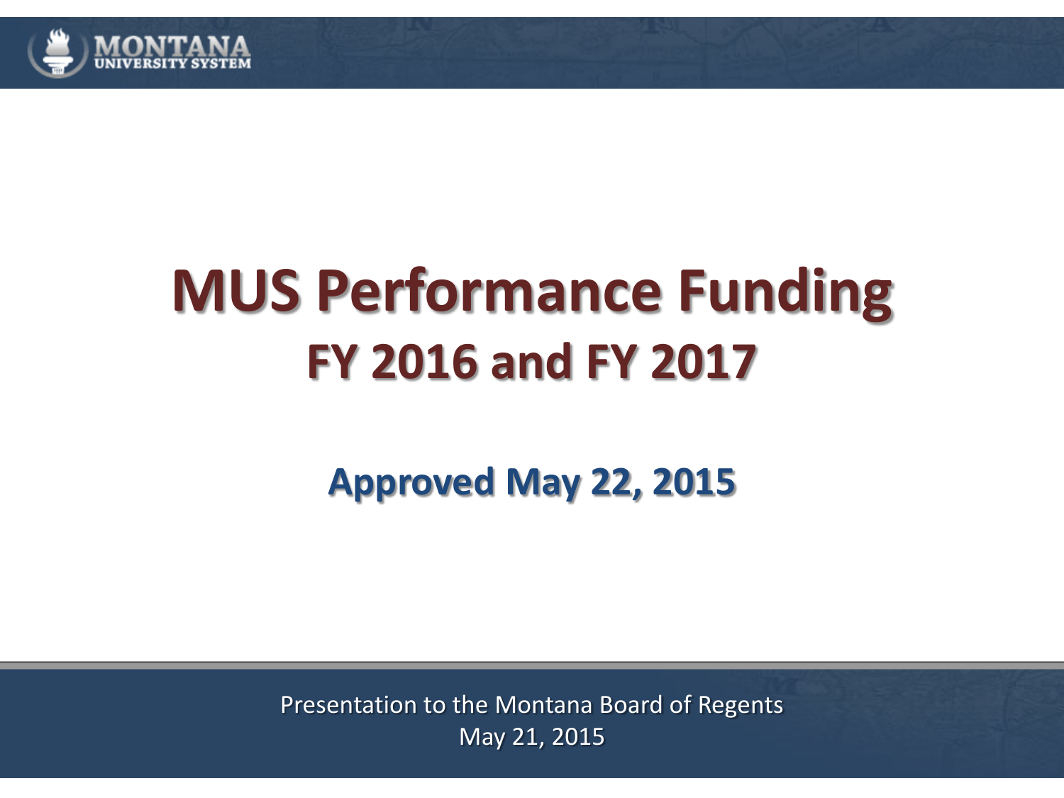MONTANA UNIVERSITY SYSTEM

# MUS Performance Funding

## FY 2016 and FY 2017

### Approved May 22, 2015

Presentation to the Montana Board of Regents
May 21, 2015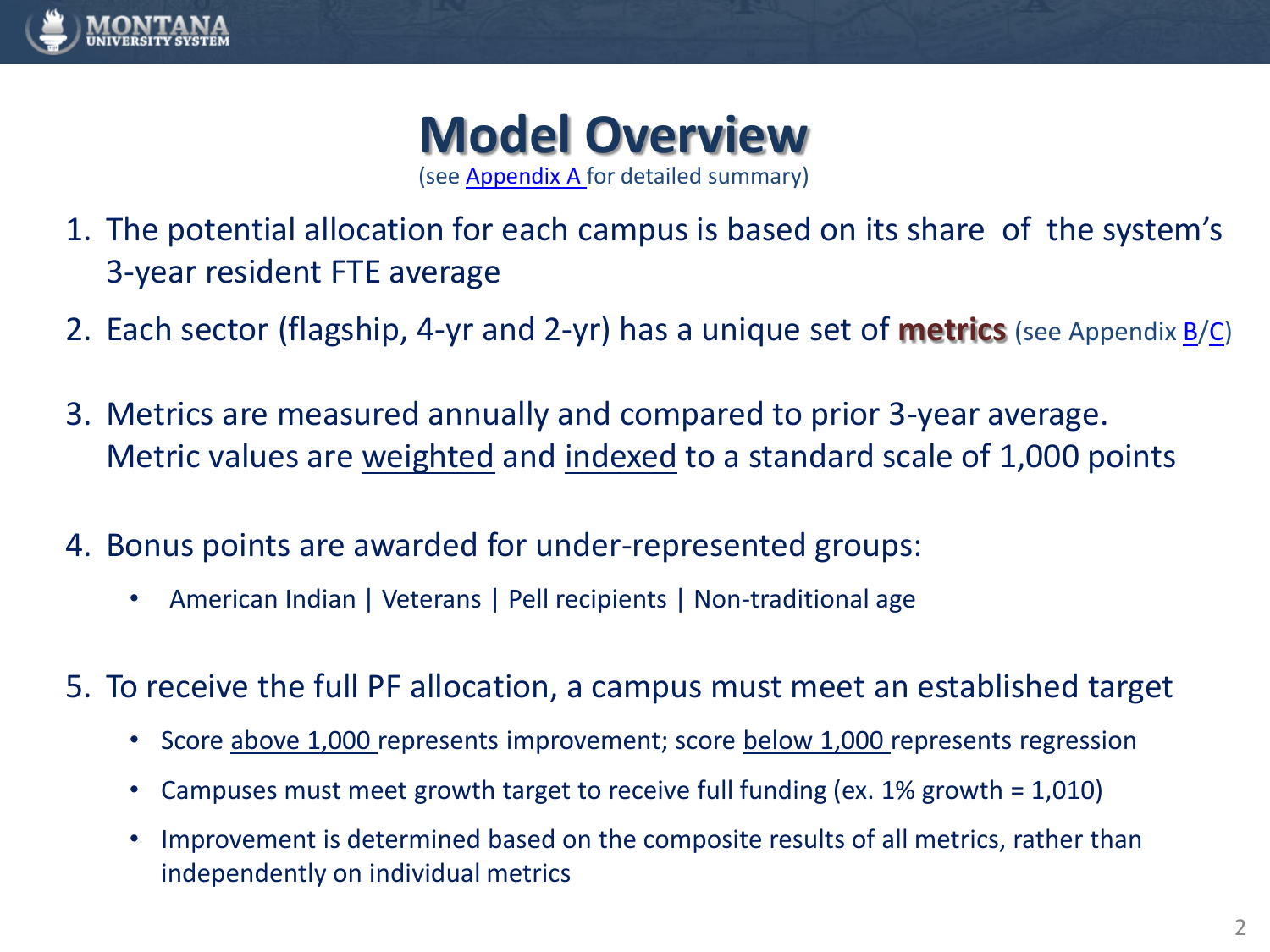# Model Overview

(see Appendix A for detailed summary)

1. The potential allocation for each campus is based on its share of the system's 3-year resident FTE average
2. Each sector (flagship, 4-yr and 2-yr) has a unique set of **metrics** (see Appendix B/C)
3. Metrics are measured annually and compared to prior 3-year average. Metric values are weighted and indexed to a standard scale of 1,000 points
4. Bonus points are awarded for under-represented groups:
   - American Indian | Veterans | Pell recipients | Non-traditional age
5. To receive the full PF allocation, a campus must meet an established target
   - Score above 1,000 represents improvement; score below 1,000 represents regression
   - Campuses must meet growth target to receive full funding (ex. 1% growth = 1,010)
   - Improvement is determined based on the composite results of all metrics, rather than independently on individual metrics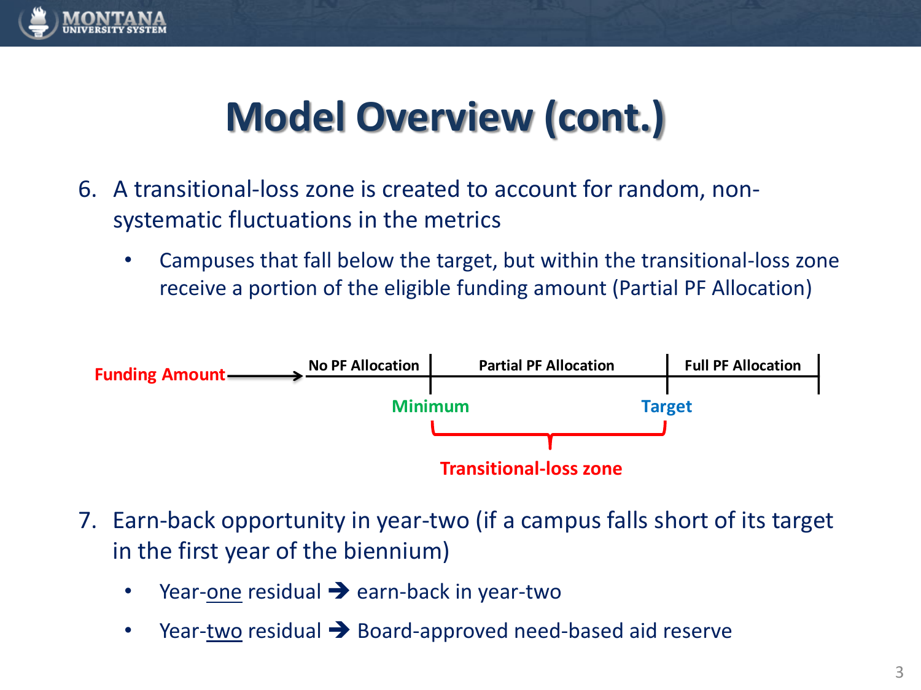# Model Overview (cont.)

6. A transitional-loss zone is created to account for random, non-systematic fluctuations in the metrics
   - Campuses that fall below the target, but within the transitional-loss zone receive a portion of the eligible funding amount (Partial PF Allocation)

Funding Amount → No PF Allocation | Partial PF Allocation | Full PF Allocation

Minimum — Target

Transitional-loss zone

7. Earn-back opportunity in year-two (if a campus falls short of its target in the first year of the biennium)
   - Year-one residual → earn-back in year-two
   - Year-two residual → Board-approved need-based aid reserve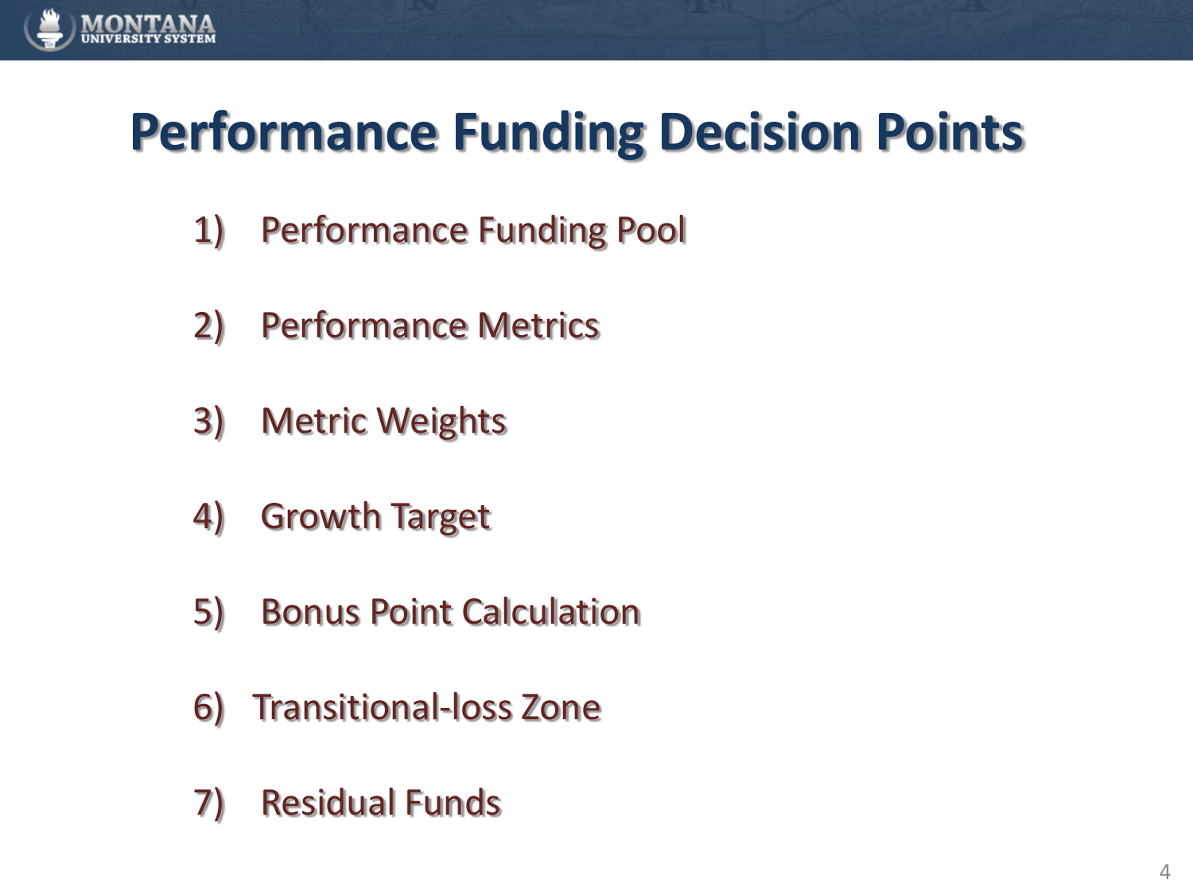# Performance Funding Decision Points

1) Performance Funding Pool
2) Performance Metrics
3) Metric Weights
4) Growth Target
5) Bonus Point Calculation
6) Transitional-loss Zone
7) Residual Funds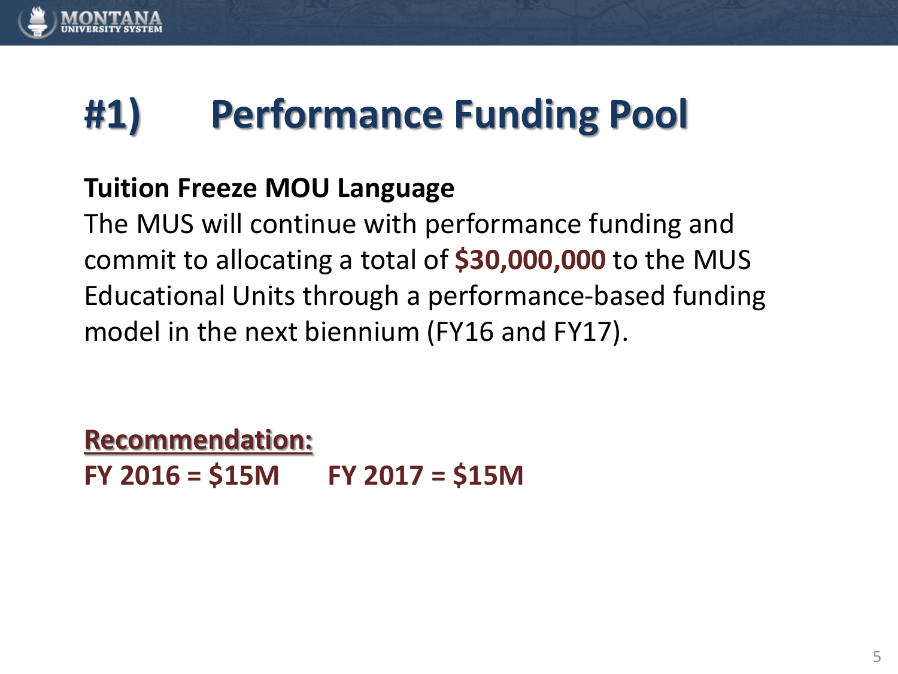# #1) Performance Funding Pool

**Tuition Freeze MOU Language**

The MUS will continue with performance funding and commit to allocating a total of **$30,000,000** to the MUS Educational Units through a performance-based funding model in the next biennium (FY16 and FY17).

**Recommendation:**

**FY 2016 = $15M FY 2017 = $15M**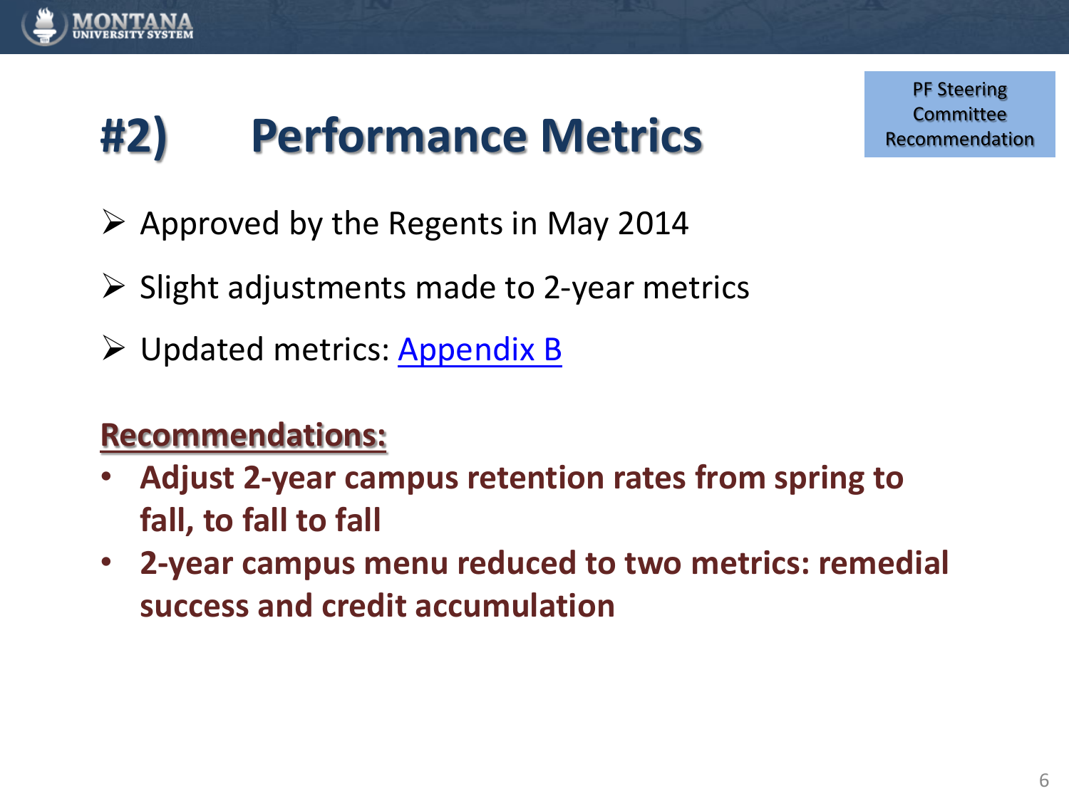PF Steering Committee Recommendation

# #2) Performance Metrics

- Approved by the Regents in May 2014
- Slight adjustments made to 2-year metrics
- Updated metrics: [Appendix B]

**Recommendations:**

- **Adjust 2-year campus retention rates from spring to fall, to fall to fall**
- **2-year campus menu reduced to two metrics: remedial success and credit accumulation**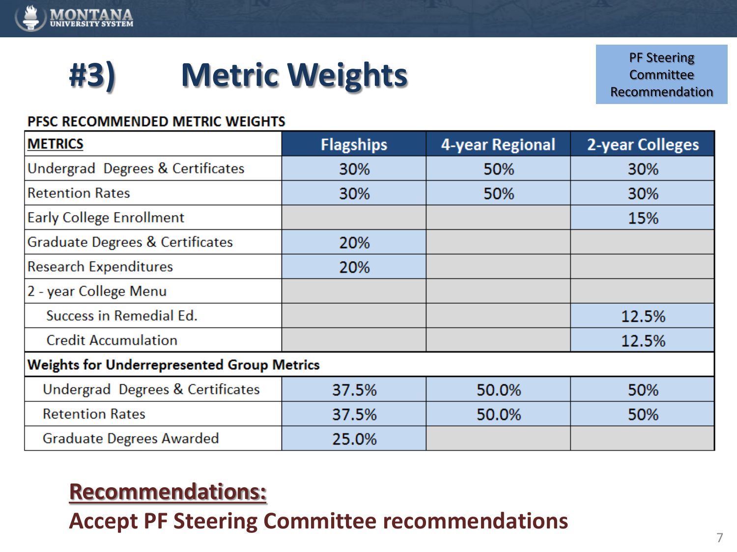# #3) Metric Weights

PF Steering Committee Recommendation

**PFSC RECOMMENDED METRIC WEIGHTS**

| METRICS | Flagships | 4-year Regional | 2-year Colleges |
|---|---|---|---|
| Undergrad Degrees & Certificates | 30% | 50% | 30% |
| Retention Rates | 30% | 50% | 30% |
| Early College Enrollment | | | 15% |
| Graduate Degrees & Certificates | 20% | | |
| Research Expenditures | 20% | | |
| 2 - year College Menu | | | |
| Success in Remedial Ed. | | | 12.5% |
| Credit Accumulation | | | 12.5% |
| **Weights for Underrepresented Group Metrics** | | | |
| Undergrad Degrees & Certificates | 37.5% | 50.0% | 50% |
| Retention Rates | 37.5% | 50.0% | 50% |
| Graduate Degrees Awarded | 25.0% | | |

## Recommendations:

**Accept PF Steering Committee recommendations**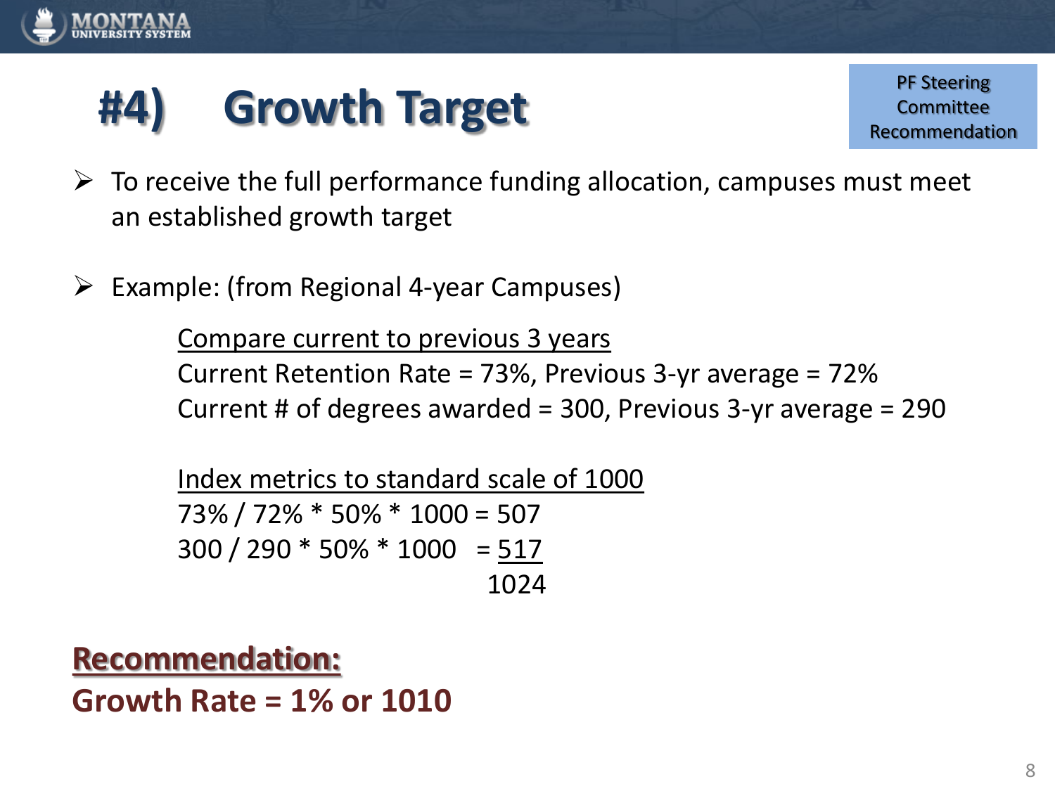# #4) Growth Target

PF Steering Committee Recommendation

- To receive the full performance funding allocation, campuses must meet an established growth target
- Example: (from Regional 4-year Campuses)

<u>Compare current to previous 3 years</u>

Current Retention Rate = 73%, Previous 3-yr average = 72%

Current # of degrees awarded = 300, Previous 3-yr average = 290

<u>Index metrics to standard scale of 1000</u>

73% / 72% * 50% * 1000 = 507

300 / 290 * 50% * 1000 = <u>517</u>

1024

**Recommendation:**

**Growth Rate = 1% or 1010**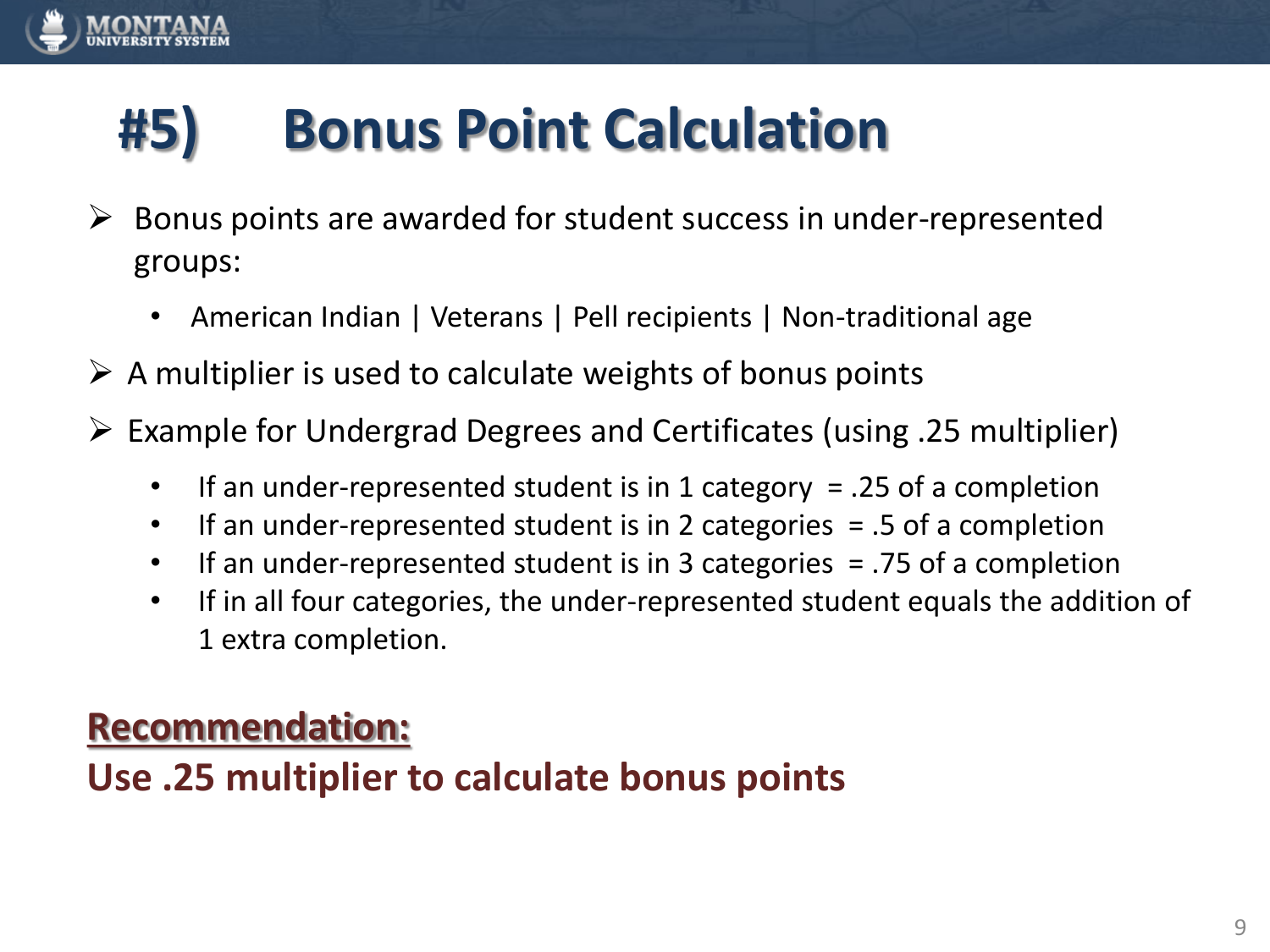# #5) Bonus Point Calculation

- Bonus points are awarded for student success in under-represented groups:
  - American Indian | Veterans | Pell recipients | Non-traditional age
- A multiplier is used to calculate weights of bonus points
- Example for Undergrad Degrees and Certificates (using .25 multiplier)
  - If an under-represented student is in 1 category = .25 of a completion
  - If an under-represented student is in 2 categories = .5 of a completion
  - If an under-represented student is in 3 categories = .75 of a completion
  - If in all four categories, the under-represented student equals the addition of 1 extra completion.

**Recommendation:**

**Use .25 multiplier to calculate bonus points**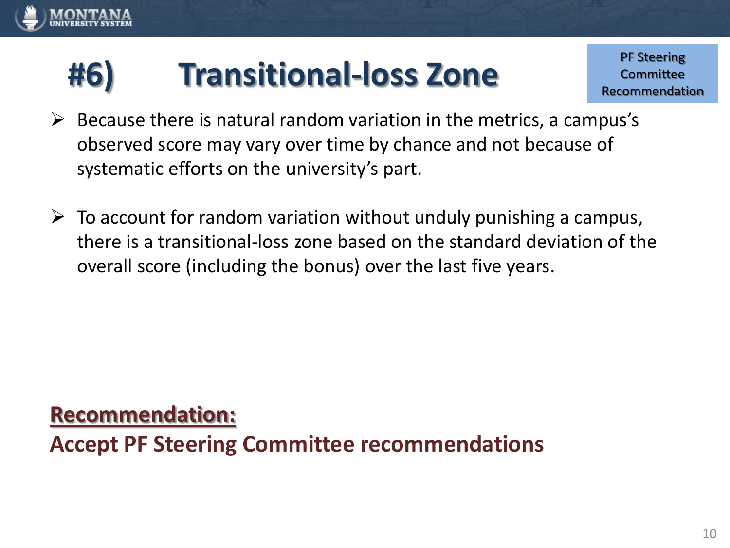# #6) Transitional-loss Zone

PF Steering Committee Recommendation

- Because there is natural random variation in the metrics, a campus's observed score may vary over time by chance and not because of systematic efforts on the university's part.

- To account for random variation without unduly punishing a campus, there is a transitional-loss zone based on the standard deviation of the overall score (including the bonus) over the last five years.

**Recommendation:**

**Accept PF Steering Committee recommendations**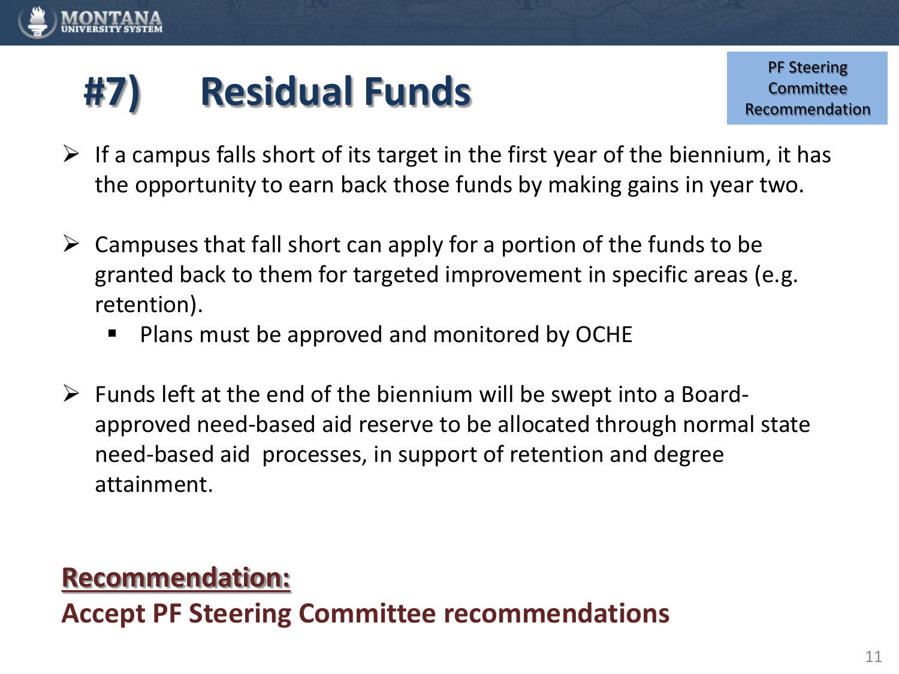# #7) Residual Funds

PF Steering Committee Recommendation

- If a campus falls short of its target in the first year of the biennium, it has the opportunity to earn back those funds by making gains in year two.
- Campuses that fall short can apply for a portion of the funds to be granted back to them for targeted improvement in specific areas (e.g. retention).
  - Plans must be approved and monitored by OCHE
- Funds left at the end of the biennium will be swept into a Board-approved need-based aid reserve to be allocated through normal state need-based aid processes, in support of retention and degree attainment.

**Recommendation:**

**Accept PF Steering Committee recommendations**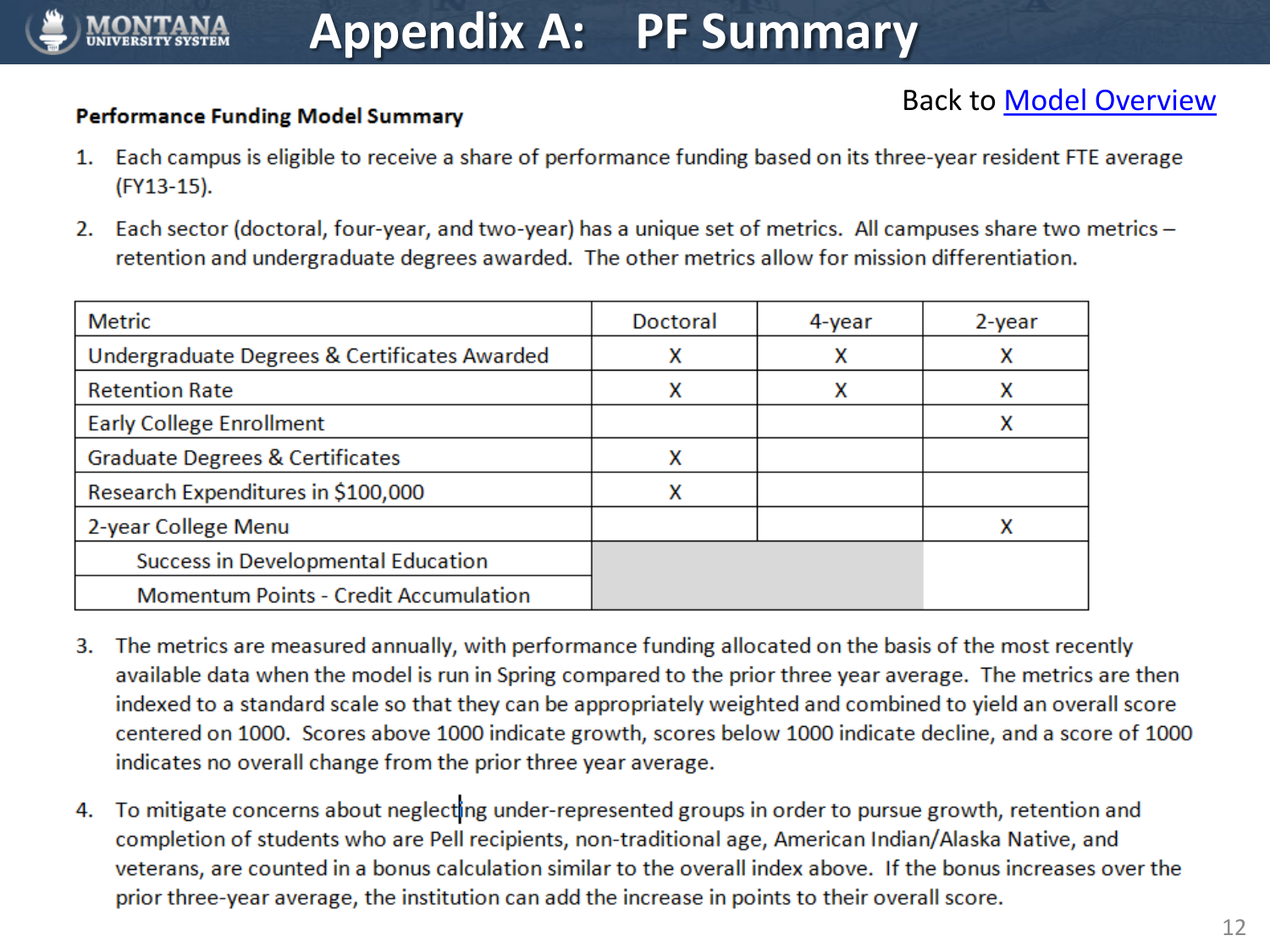# Appendix A: PF Summary

Back to Model Overview

**Performance Funding Model Summary**

1. Each campus is eligible to receive a share of performance funding based on its three-year resident FTE average (FY13-15).
2. Each sector (doctoral, four-year, and two-year) has a unique set of metrics. All campuses share two metrics – retention and undergraduate degrees awarded. The other metrics allow for mission differentiation.

| Metric | Doctoral | 4-year | 2-year |
|---|---|---|---|
| Undergraduate Degrees & Certificates Awarded | X | X | X |
| Retention Rate | X | X | X |
| Early College Enrollment | | | X |
| Graduate Degrees & Certificates | X | | |
| Research Expenditures in $100,000 | X | | |
| 2-year College Menu | | | X |
| Success in Developmental Education | | | |
| Momentum Points - Credit Accumulation | | | |

3. The metrics are measured annually, with performance funding allocated on the basis of the most recently available data when the model is run in Spring compared to the prior three year average. The metrics are then indexed to a standard scale so that they can be appropriately weighted and combined to yield an overall score centered on 1000. Scores above 1000 indicate growth, scores below 1000 indicate decline, and a score of 1000 indicates no overall change from the prior three year average.
4. To mitigate concerns about neglecting under-represented groups in order to pursue growth, retention and completion of students who are Pell recipients, non-traditional age, American Indian/Alaska Native, and veterans, are counted in a bonus calculation similar to the overall index above. If the bonus increases over the prior three-year average, the institution can add the increase in points to their overall score.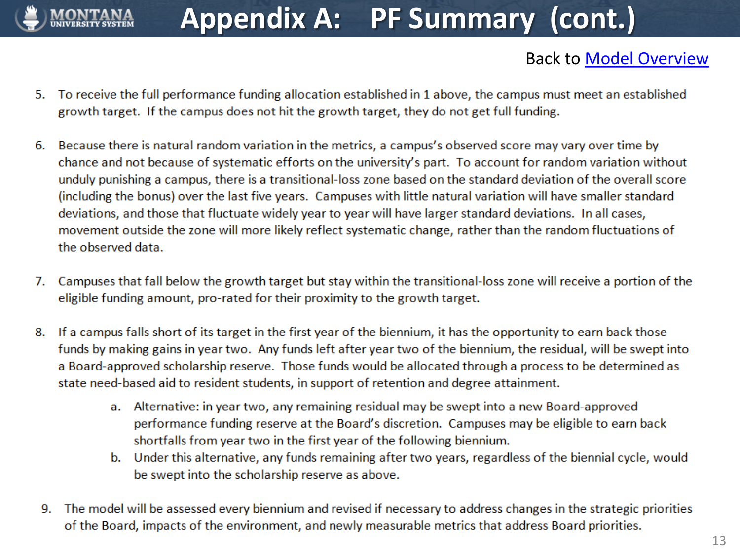# Appendix A: PF Summary (cont.)

Back to [Model Overview]

5. To receive the full performance funding allocation established in 1 above, the campus must meet an established growth target. If the campus does not hit the growth target, they do not get full funding.

6. Because there is natural random variation in the metrics, a campus's observed score may vary over time by chance and not because of systematic efforts on the university's part. To account for random variation without unduly punishing a campus, there is a transitional-loss zone based on the standard deviation of the overall score (including the bonus) over the last five years. Campuses with little natural variation will have smaller standard deviations, and those that fluctuate widely year to year will have larger standard deviations. In all cases, movement outside the zone will more likely reflect systematic change, rather than the random fluctuations of the observed data.

7. Campuses that fall below the growth target but stay within the transitional-loss zone will receive a portion of the eligible funding amount, pro-rated for their proximity to the growth target.

8. If a campus falls short of its target in the first year of the biennium, it has the opportunity to earn back those funds by making gains in year two. Any funds left after year two of the biennium, the residual, will be swept into a Board-approved scholarship reserve. Those funds would be allocated through a process to be determined as state need-based aid to resident students, in support of retention and degree attainment.
   a. Alternative: in year two, any remaining residual may be swept into a new Board-approved performance funding reserve at the Board's discretion. Campuses may be eligible to earn back shortfalls from year two in the first year of the following biennium.
   b. Under this alternative, any funds remaining after two years, regardless of the biennial cycle, would be swept into the scholarship reserve as above.

9. The model will be assessed every biennium and revised if necessary to address changes in the strategic priorities of the Board, impacts of the environment, and newly measurable metrics that address Board priorities.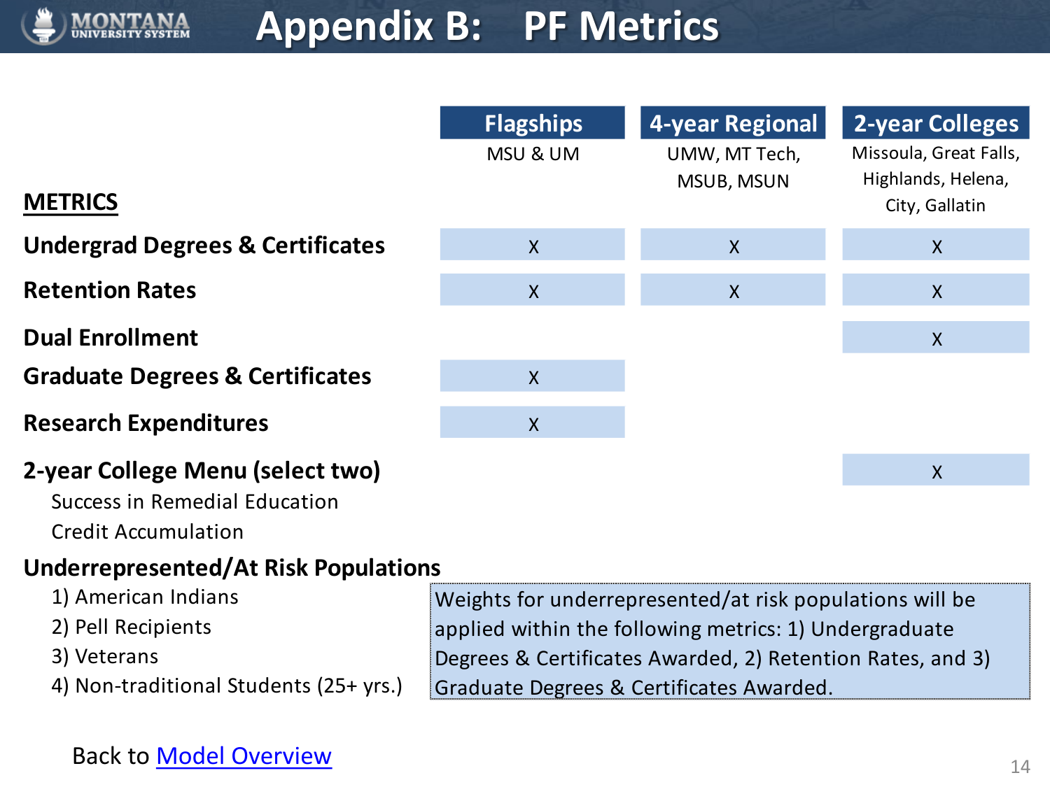# Appendix B: PF Metrics

| METRICS | Flagships<br>MSU & UM | 4-year Regional<br>UMW, MT Tech, MSUB, MSUN | 2-year Colleges<br>Missoula, Great Falls, Highlands, Helena, City, Gallatin |
|---|---|---|---|
| **Undergrad Degrees & Certificates** | X | X | X |
| **Retention Rates** | X | X | X |
| **Dual Enrollment** | | | X |
| **Graduate Degrees & Certificates** | X | | |
| **Research Expenditures** | X | | |
| **2-year College Menu (select two)** | | | X |

**2-year College Menu (select two)**
- Success in Remedial Education
- Credit Accumulation

**Underrepresented/At Risk Populations**
1) American Indians
2) Pell Recipients
3) Veterans
4) Non-traditional Students (25+ yrs.)

Weights for underrepresented/at risk populations will be applied within the following metrics: 1) Undergraduate Degrees & Certificates Awarded, 2) Retention Rates, and 3) Graduate Degrees & Certificates Awarded.

Back to Model Overview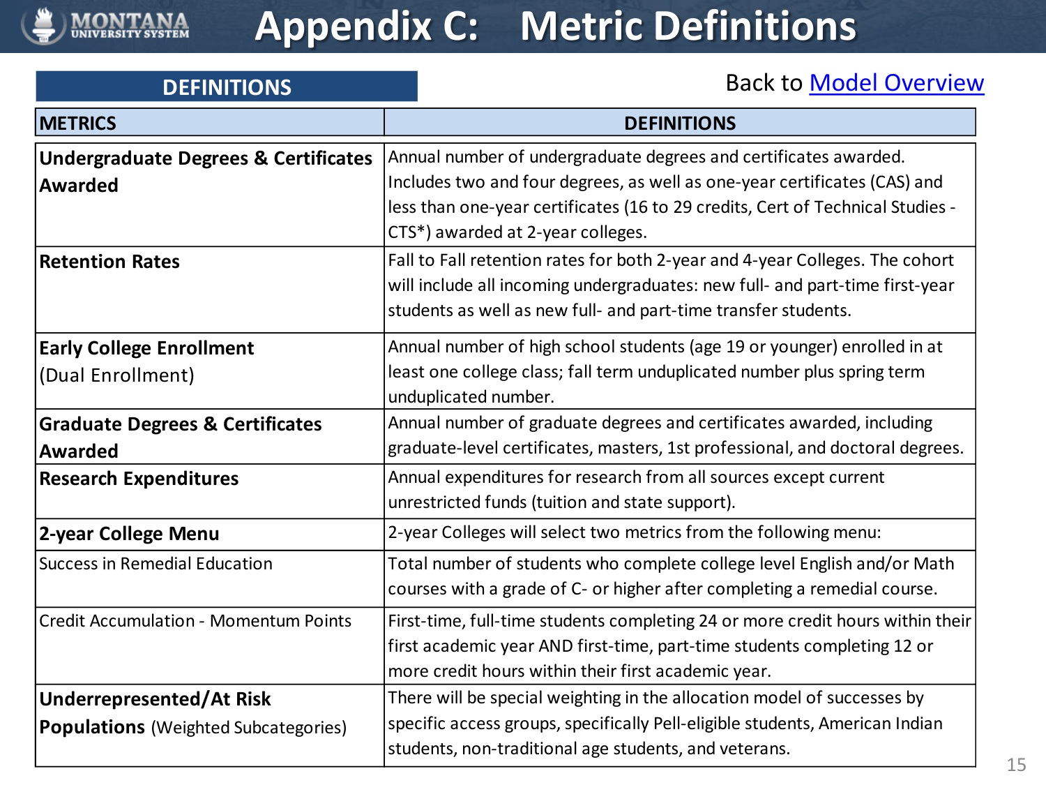# Appendix C: Metric Definitions

**DEFINITIONS**

Back to [Model Overview]()

| METRICS | DEFINITIONS |
|---|---|
| **Undergraduate Degrees & Certificates Awarded** | Annual number of undergraduate degrees and certificates awarded. Includes two and four degrees, as well as one-year certificates (CAS) and less than one-year certificates (16 to 29 credits, Cert of Technical Studies - CTS*) awarded at 2-year colleges. |
| **Retention Rates** | Fall to Fall retention rates for both 2-year and 4-year Colleges. The cohort will include all incoming undergraduates: new full- and part-time first-year students as well as new full- and part-time transfer students. |
| **Early College Enrollment** (Dual Enrollment) | Annual number of high school students (age 19 or younger) enrolled in at least one college class; fall term unduplicated number plus spring term unduplicated number. |
| **Graduate Degrees & Certificates Awarded** | Annual number of graduate degrees and certificates awarded, including graduate-level certificates, masters, 1st professional, and doctoral degrees. |
| **Research Expenditures** | Annual expenditures for research from all sources except current unrestricted funds (tuition and state support). |
| **2-year College Menu** | 2-year Colleges will select two metrics from the following menu: |
| Success in Remedial Education | Total number of students who complete college level English and/or Math courses with a grade of C- or higher after completing a remedial course. |
| Credit Accumulation - Momentum Points | First-time, full-time students completing 24 or more credit hours within their first academic year AND first-time, part-time students completing 12 or more credit hours within their first academic year. |
| **Underrepresented/At Risk Populations** (Weighted Subcategories) | There will be special weighting in the allocation model of successes by specific access groups, specifically Pell-eligible students, American Indian students, non-traditional age students, and veterans. |